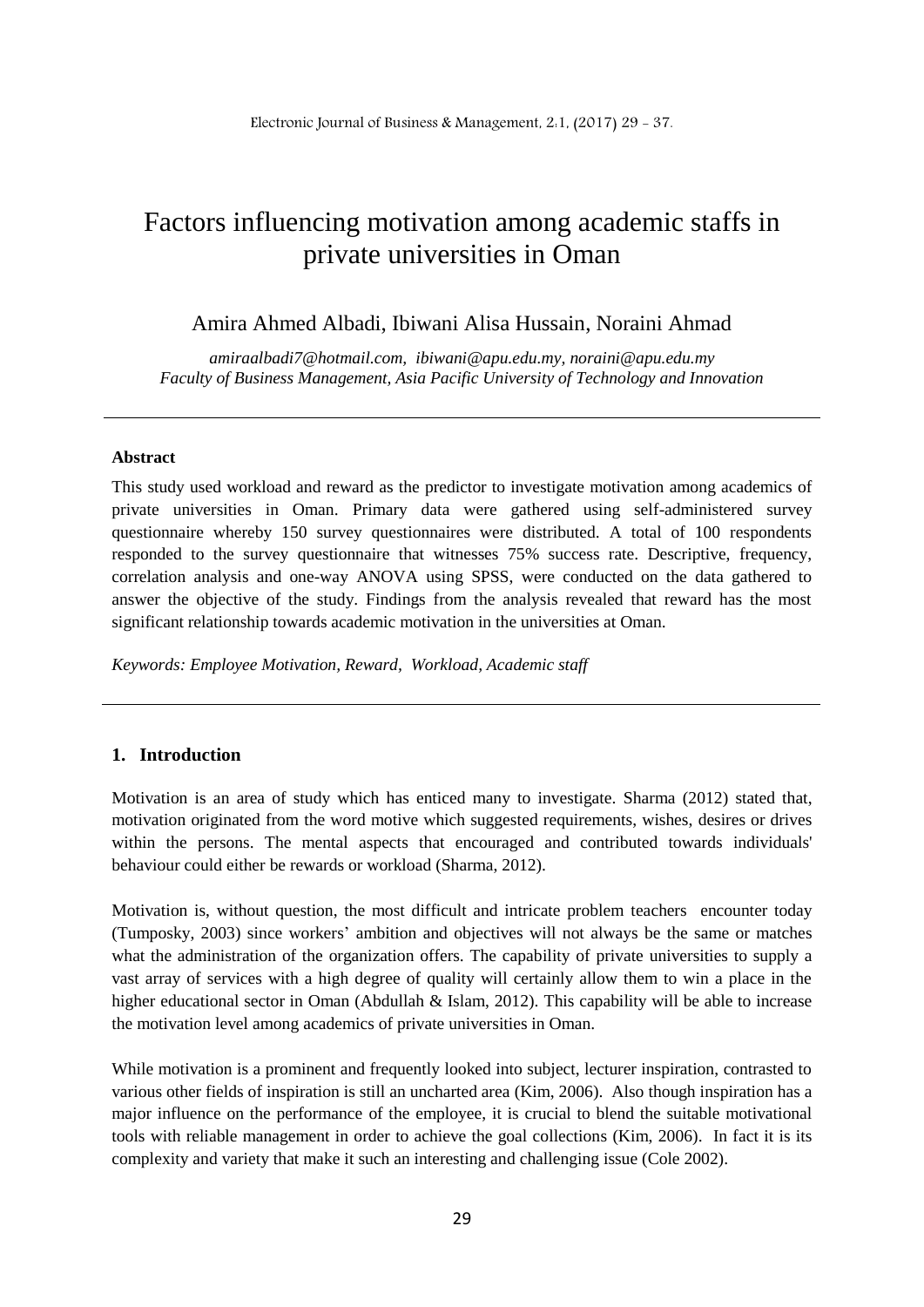# Factors influencing motivation among academic staffs in private universities in Oman

Amira Ahmed Albadi, Ibiwani Alisa Hussain, Noraini Ahmad

*amiraalbadi7@hotmail.com, ibiwani@apu.edu.my, noraini@apu.edu.my*
*Faculty of Business Management, Asia Pacific University of Technology and Innovation*

---

**Abstract**

This study used workload and reward as the predictor to investigate motivation among academics of private universities in Oman. Primary data were gathered using self-administered survey questionnaire whereby 150 survey questionnaires were distributed. A total of 100 respondents responded to the survey questionnaire that witnesses 75% success rate. Descriptive, frequency, correlation analysis and one-way ANOVA using SPSS, were conducted on the data gathered to answer the objective of the study. Findings from the analysis revealed that reward has the most significant relationship towards academic motivation in the universities at Oman.

*Keywords: Employee Motivation, Reward, Workload, Academic staff*

---

## 1. Introduction

Motivation is an area of study which has enticed many to investigate. Sharma (2012) stated that, motivation originated from the word motive which suggested requirements, wishes, desires or drives within the persons. The mental aspects that encouraged and contributed towards individuals' behaviour could either be rewards or workload (Sharma, 2012).

Motivation is, without question, the most difficult and intricate problem teachers encounter today (Tumposky, 2003) since workers' ambition and objectives will not always be the same or matches what the administration of the organization offers. The capability of private universities to supply a vast array of services with a high degree of quality will certainly allow them to win a place in the higher educational sector in Oman (Abdullah & Islam, 2012). This capability will be able to increase the motivation level among academics of private universities in Oman.

While motivation is a prominent and frequently looked into subject, lecturer inspiration, contrasted to various other fields of inspiration is still an uncharted area (Kim, 2006). Also though inspiration has a major influence on the performance of the employee, it is crucial to blend the suitable motivational tools with reliable management in order to achieve the goal collections (Kim, 2006). In fact it is its complexity and variety that make it such an interesting and challenging issue (Cole 2002).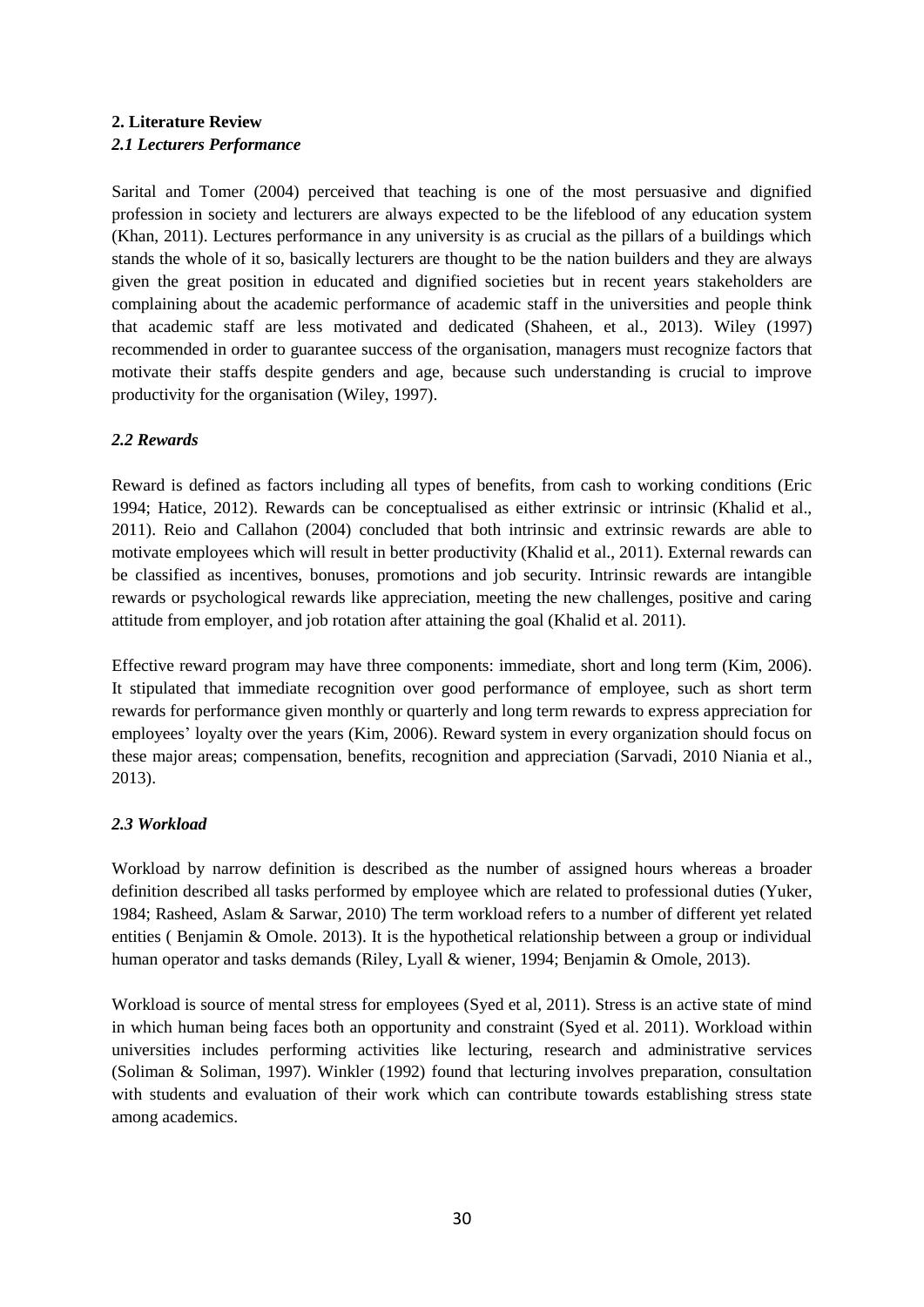## 2. Literature Review

### *2.1 Lecturers Performance*

Sarital and Tomer (2004) perceived that teaching is one of the most persuasive and dignified profession in society and lecturers are always expected to be the lifeblood of any education system (Khan, 2011). Lectures performance in any university is as crucial as the pillars of a buildings which stands the whole of it so, basically lecturers are thought to be the nation builders and they are always given the great position in educated and dignified societies but in recent years stakeholders are complaining about the academic performance of academic staff in the universities and people think that academic staff are less motivated and dedicated (Shaheen, et al., 2013). Wiley (1997) recommended in order to guarantee success of the organisation, managers must recognize factors that motivate their staffs despite genders and age, because such understanding is crucial to improve productivity for the organisation (Wiley, 1997).

### *2.2 Rewards*

Reward is defined as factors including all types of benefits, from cash to working conditions (Eric 1994; Hatice, 2012). Rewards can be conceptualised as either extrinsic or intrinsic (Khalid et al., 2011). Reio and Callahon (2004) concluded that both intrinsic and extrinsic rewards are able to motivate employees which will result in better productivity (Khalid et al., 2011). External rewards can be classified as incentives, bonuses, promotions and job security. Intrinsic rewards are intangible rewards or psychological rewards like appreciation, meeting the new challenges, positive and caring attitude from employer, and job rotation after attaining the goal (Khalid et al. 2011).

Effective reward program may have three components: immediate, short and long term (Kim, 2006). It stipulated that immediate recognition over good performance of employee, such as short term rewards for performance given monthly or quarterly and long term rewards to express appreciation for employees' loyalty over the years (Kim, 2006). Reward system in every organization should focus on these major areas; compensation, benefits, recognition and appreciation (Sarvadi, 2010 Niania et al., 2013).

### *2.3 Workload*

Workload by narrow definition is described as the number of assigned hours whereas a broader definition described all tasks performed by employee which are related to professional duties (Yuker, 1984; Rasheed, Aslam & Sarwar, 2010) The term workload refers to a number of different yet related entities ( Benjamin & Omole. 2013). It is the hypothetical relationship between a group or individual human operator and tasks demands (Riley, Lyall & wiener, 1994; Benjamin & Omole, 2013).

Workload is source of mental stress for employees (Syed et al, 2011). Stress is an active state of mind in which human being faces both an opportunity and constraint (Syed et al. 2011). Workload within universities includes performing activities like lecturing, research and administrative services (Soliman & Soliman, 1997). Winkler (1992) found that lecturing involves preparation, consultation with students and evaluation of their work which can contribute towards establishing stress state among academics.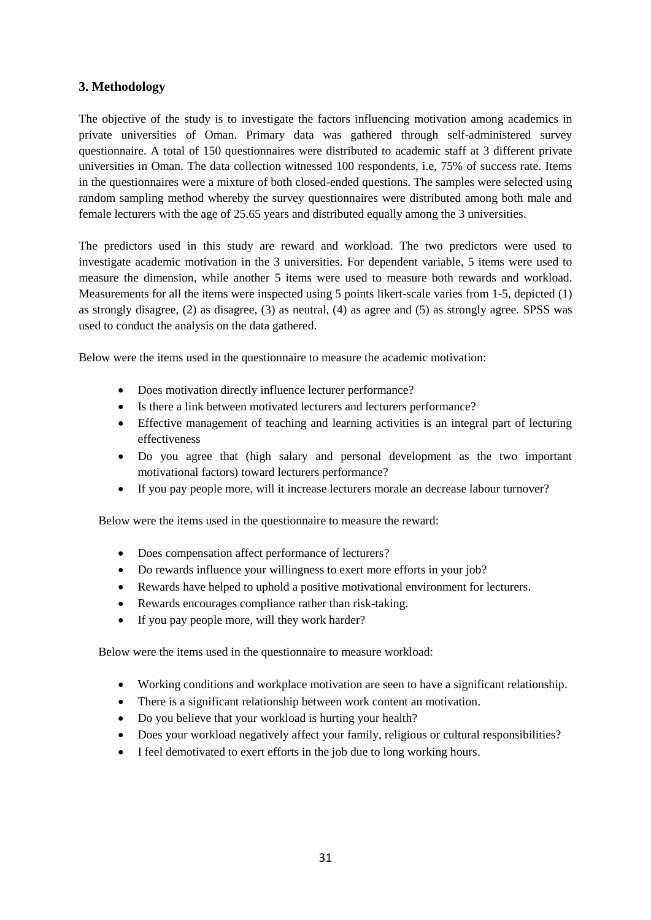## 3. Methodology

The objective of the study is to investigate the factors influencing motivation among academics in private universities of Oman. Primary data was gathered through self-administered survey questionnaire. A total of 150 questionnaires were distributed to academic staff at 3 different private universities in Oman. The data collection witnessed 100 respondents, i.e, 75% of success rate. Items in the questionnaires were a mixture of both closed-ended questions. The samples were selected using random sampling method whereby the survey questionnaires were distributed among both male and female lecturers with the age of 25.65 years and distributed equally among the 3 universities.

The predictors used in this study are reward and workload. The two predictors were used to investigate academic motivation in the 3 universities. For dependent variable, 5 items were used to measure the dimension, while another 5 items were used to measure both rewards and workload. Measurements for all the items were inspected using 5 points likert-scale varies from 1-5, depicted (1) as strongly disagree, (2) as disagree, (3) as neutral, (4) as agree and (5) as strongly agree. SPSS was used to conduct the analysis on the data gathered.

Below were the items used in the questionnaire to measure the academic motivation:

- Does motivation directly influence lecturer performance?
- Is there a link between motivated lecturers and lecturers performance?
- Effective management of teaching and learning activities is an integral part of lecturing effectiveness
- Do you agree that (high salary and personal development as the two important motivational factors) toward lecturers performance?
- If you pay people more, will it increase lecturers morale an decrease labour turnover?

Below were the items used in the questionnaire to measure the reward:

- Does compensation affect performance of lecturers?
- Do rewards influence your willingness to exert more efforts in your job?
- Rewards have helped to uphold a positive motivational environment for lecturers.
- Rewards encourages compliance rather than risk-taking.
- If you pay people more, will they work harder?

Below were the items used in the questionnaire to measure workload:

- Working conditions and workplace motivation are seen to have a significant relationship.
- There is a significant relationship between work content an motivation.
- Do you believe that your workload is hurting your health?
- Does your workload negatively affect your family, religious or cultural responsibilities?
- I feel demotivated to exert efforts in the job due to long working hours.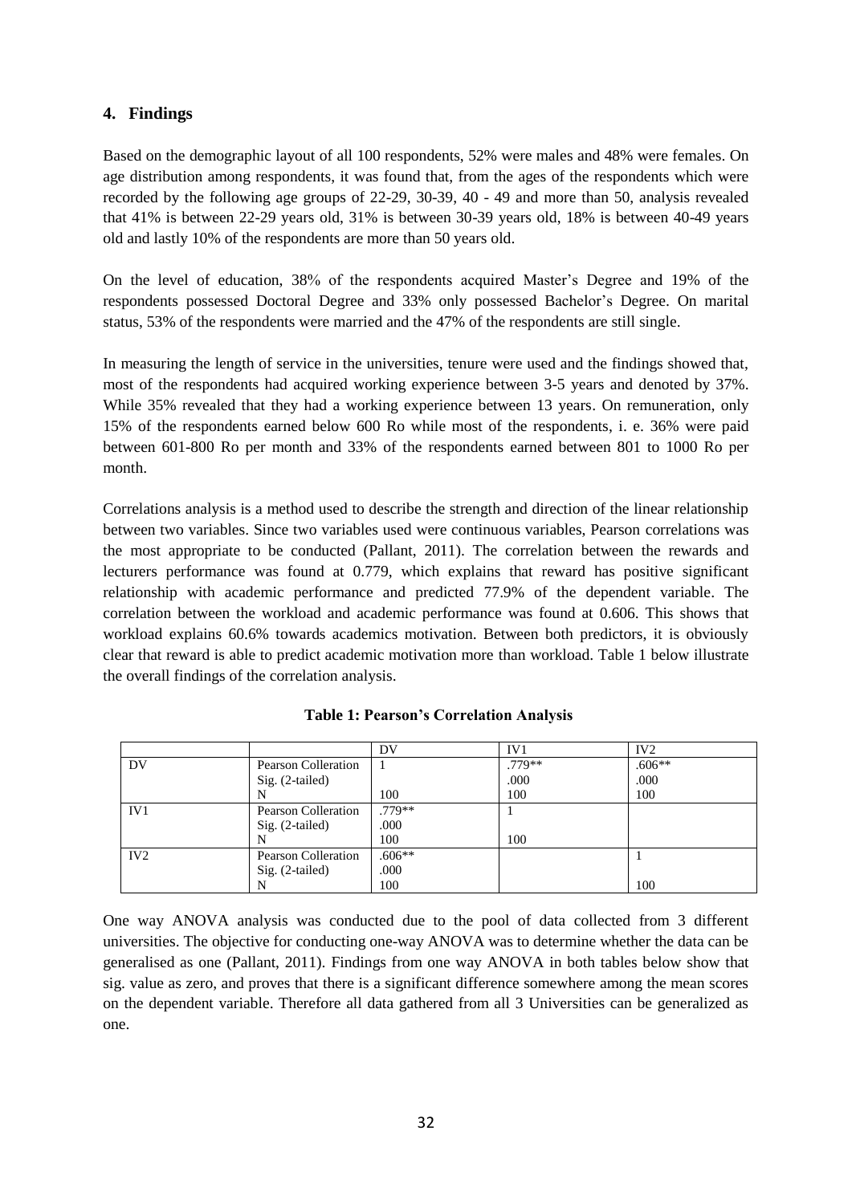## 4. Findings

Based on the demographic layout of all 100 respondents, 52% were males and 48% were females. On age distribution among respondents, it was found that, from the ages of the respondents which were recorded by the following age groups of 22-29, 30-39, 40 - 49 and more than 50, analysis revealed that 41% is between 22-29 years old, 31% is between 30-39 years old, 18% is between 40-49 years old and lastly 10% of the respondents are more than 50 years old.

On the level of education, 38% of the respondents acquired Master's Degree and 19% of the respondents possessed Doctoral Degree and 33% only possessed Bachelor's Degree. On marital status, 53% of the respondents were married and the 47% of the respondents are still single.

In measuring the length of service in the universities, tenure were used and the findings showed that, most of the respondents had acquired working experience between 3-5 years and denoted by 37%. While 35% revealed that they had a working experience between 13 years. On remuneration, only 15% of the respondents earned below 600 Ro while most of the respondents, i. e. 36% were paid between 601-800 Ro per month and 33% of the respondents earned between 801 to 1000 Ro per month.

Correlations analysis is a method used to describe the strength and direction of the linear relationship between two variables. Since two variables used were continuous variables, Pearson correlations was the most appropriate to be conducted (Pallant, 2011). The correlation between the rewards and lecturers performance was found at 0.779, which explains that reward has positive significant relationship with academic performance and predicted 77.9% of the dependent variable. The correlation between the workload and academic performance was found at 0.606. This shows that workload explains 60.6% towards academics motivation. Between both predictors, it is obviously clear that reward is able to predict academic motivation more than workload. Table 1 below illustrate the overall findings of the correlation analysis.

**Table 1: Pearson's Correlation Analysis**

| | | DV | IV1 | IV2 |
|---|---|---|---|---|
| DV | Pearson Colleration | 1 | .779** | .606** |
| | Sig. (2-tailed) | | .000 | .000 |
| | N | 100 | 100 | 100 |
| IV1 | Pearson Colleration | .779** | 1 | |
| | Sig. (2-tailed) | .000 | | |
| | N | 100 | 100 | |
| IV2 | Pearson Colleration | .606** | | 1 |
| | Sig. (2-tailed) | .000 | | |
| | N | 100 | | 100 |

One way ANOVA analysis was conducted due to the pool of data collected from 3 different universities. The objective for conducting one-way ANOVA was to determine whether the data can be generalised as one (Pallant, 2011). Findings from one way ANOVA in both tables below show that sig. value as zero, and proves that there is a significant difference somewhere among the mean scores on the dependent variable. Therefore all data gathered from all 3 Universities can be generalized as one.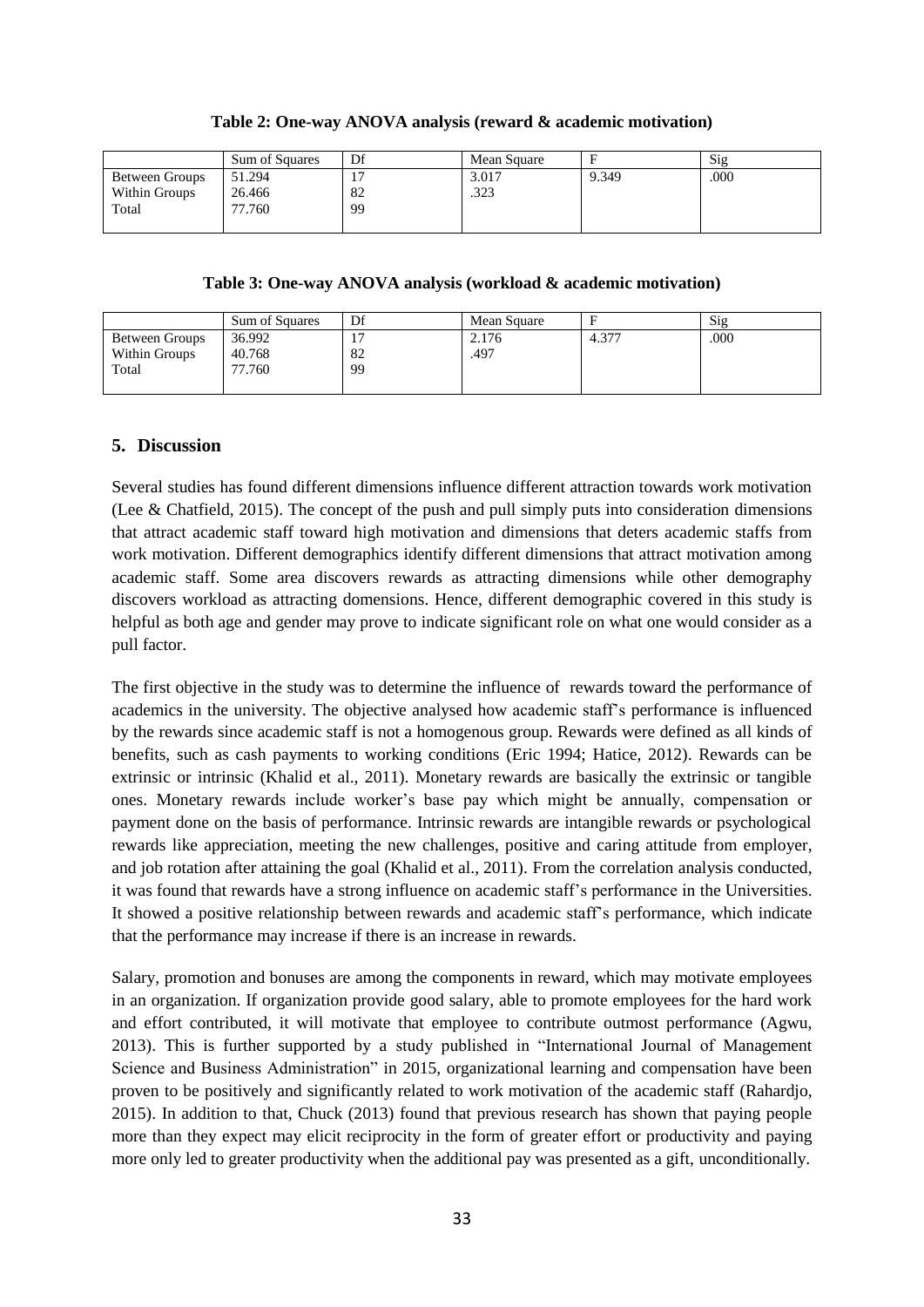**Table 2: One-way ANOVA analysis (reward & academic motivation)**

| | Sum of Squares | Df | Mean Square | F | Sig |
|---|---|---|---|---|---|
| Between Groups | 51.294 | 17 | 3.017 | 9.349 | .000 |
| Within Groups | 26.466 | 82 | .323 | | |
| Total | 77.760 | 99 | | | |

**Table 3: One-way ANOVA analysis (workload & academic motivation)**

| | Sum of Squares | Df | Mean Square | F | Sig |
|---|---|---|---|---|---|
| Between Groups | 36.992 | 17 | 2.176 | 4.377 | .000 |
| Within Groups | 40.768 | 82 | .497 | | |
| Total | 77.760 | 99 | | | |

## 5. Discussion

Several studies has found different dimensions influence different attraction towards work motivation (Lee & Chatfield, 2015). The concept of the push and pull simply puts into consideration dimensions that attract academic staff toward high motivation and dimensions that deters academic staffs from work motivation. Different demographics identify different dimensions that attract motivation among academic staff. Some area discovers rewards as attracting dimensions while other demography discovers workload as attracting domensions. Hence, different demographic covered in this study is helpful as both age and gender may prove to indicate significant role on what one would consider as a pull factor.

The first objective in the study was to determine the influence of rewards toward the performance of academics in the university. The objective analysed how academic staff's performance is influenced by the rewards since academic staff is not a homogenous group. Rewards were defined as all kinds of benefits, such as cash payments to working conditions (Eric 1994; Hatice, 2012). Rewards can be extrinsic or intrinsic (Khalid et al., 2011). Monetary rewards are basically the extrinsic or tangible ones. Monetary rewards include worker's base pay which might be annually, compensation or payment done on the basis of performance. Intrinsic rewards are intangible rewards or psychological rewards like appreciation, meeting the new challenges, positive and caring attitude from employer, and job rotation after attaining the goal (Khalid et al., 2011). From the correlation analysis conducted, it was found that rewards have a strong influence on academic staff's performance in the Universities. It showed a positive relationship between rewards and academic staff's performance, which indicate that the performance may increase if there is an increase in rewards.

Salary, promotion and bonuses are among the components in reward, which may motivate employees in an organization. If organization provide good salary, able to promote employees for the hard work and effort contributed, it will motivate that employee to contribute outmost performance (Agwu, 2013). This is further supported by a study published in "International Journal of Management Science and Business Administration" in 2015, organizational learning and compensation have been proven to be positively and significantly related to work motivation of the academic staff (Rahardjo, 2015). In addition to that, Chuck (2013) found that previous research has shown that paying people more than they expect may elicit reciprocity in the form of greater effort or productivity and paying more only led to greater productivity when the additional pay was presented as a gift, unconditionally.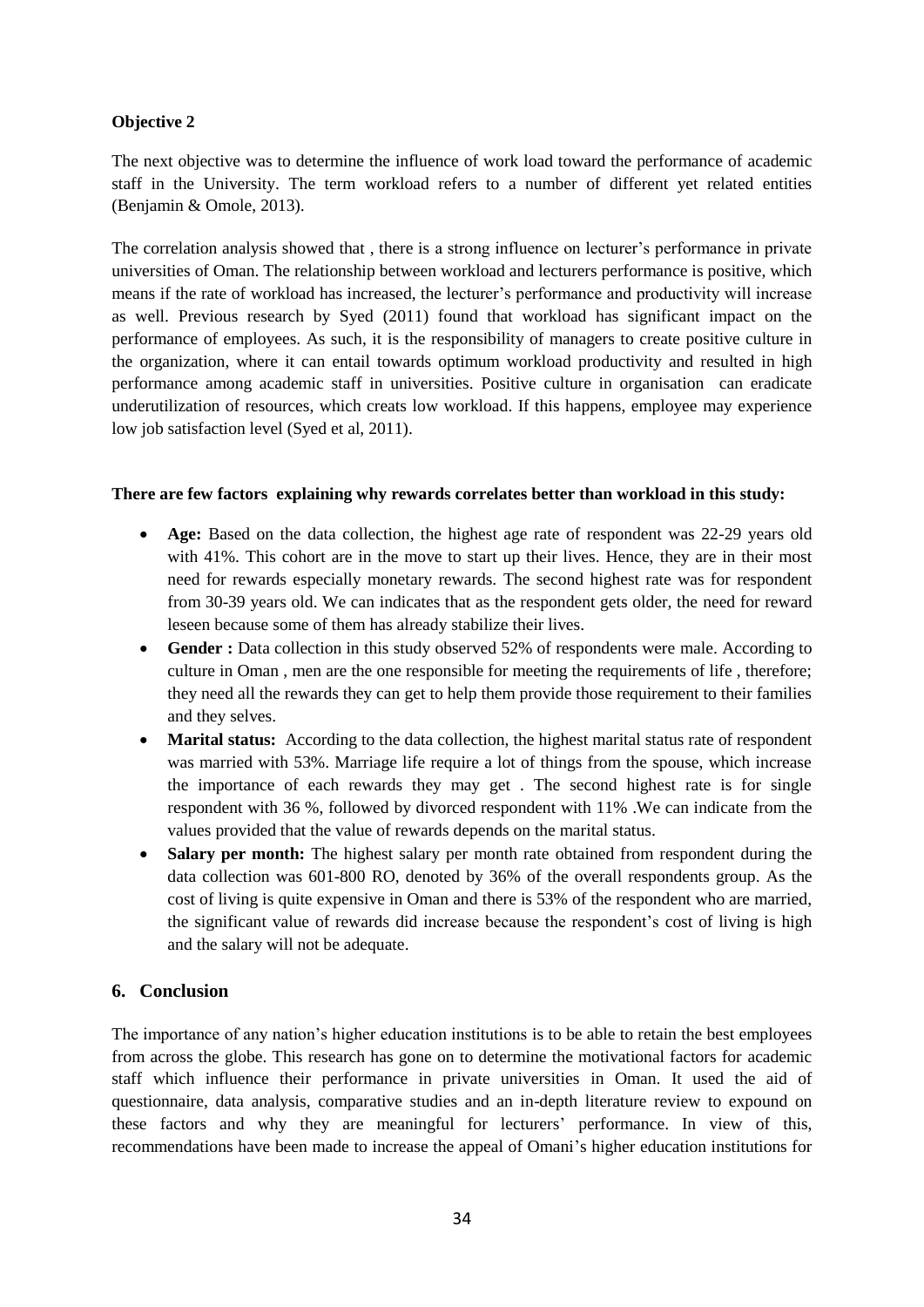**Objective 2**

The next objective was to determine the influence of work load toward the performance of academic staff in the University. The term workload refers to a number of different yet related entities (Benjamin & Omole, 2013).

The correlation analysis showed that , there is a strong influence on lecturer's performance in private universities of Oman. The relationship between workload and lecturers performance is positive, which means if the rate of workload has increased, the lecturer's performance and productivity will increase as well. Previous research by Syed (2011) found that workload has significant impact on the performance of employees. As such, it is the responsibility of managers to create positive culture in the organization, where it can entail towards optimum workload productivity and resulted in high performance among academic staff in universities. Positive culture in organisation can eradicate underutilization of resources, which creats low workload. If this happens, employee may experience low job satisfaction level (Syed et al, 2011).

**There are few factors explaining why rewards correlates better than workload in this study:**

- **Age:** Based on the data collection, the highest age rate of respondent was 22-29 years old with 41%. This cohort are in the move to start up their lives. Hence, they are in their most need for rewards especially monetary rewards. The second highest rate was for respondent from 30-39 years old. We can indicates that as the respondent gets older, the need for reward leseen because some of them has already stabilize their lives.
- **Gender :** Data collection in this study observed 52% of respondents were male. According to culture in Oman , men are the one responsible for meeting the requirements of life , therefore; they need all the rewards they can get to help them provide those requirement to their families and they selves.
- **Marital status:** According to the data collection, the highest marital status rate of respondent was married with 53%. Marriage life require a lot of things from the spouse, which increase the importance of each rewards they may get . The second highest rate is for single respondent with 36 %, followed by divorced respondent with 11% .We can indicate from the values provided that the value of rewards depends on the marital status.
- **Salary per month:** The highest salary per month rate obtained from respondent during the data collection was 601-800 RO, denoted by 36% of the overall respondents group. As the cost of living is quite expensive in Oman and there is 53% of the respondent who are married, the significant value of rewards did increase because the respondent's cost of living is high and the salary will not be adequate.

## 6. Conclusion

The importance of any nation's higher education institutions is to be able to retain the best employees from across the globe. This research has gone on to determine the motivational factors for academic staff which influence their performance in private universities in Oman. It used the aid of questionnaire, data analysis, comparative studies and an in-depth literature review to expound on these factors and why they are meaningful for lecturers' performance. In view of this, recommendations have been made to increase the appeal of Omani's higher education institutions for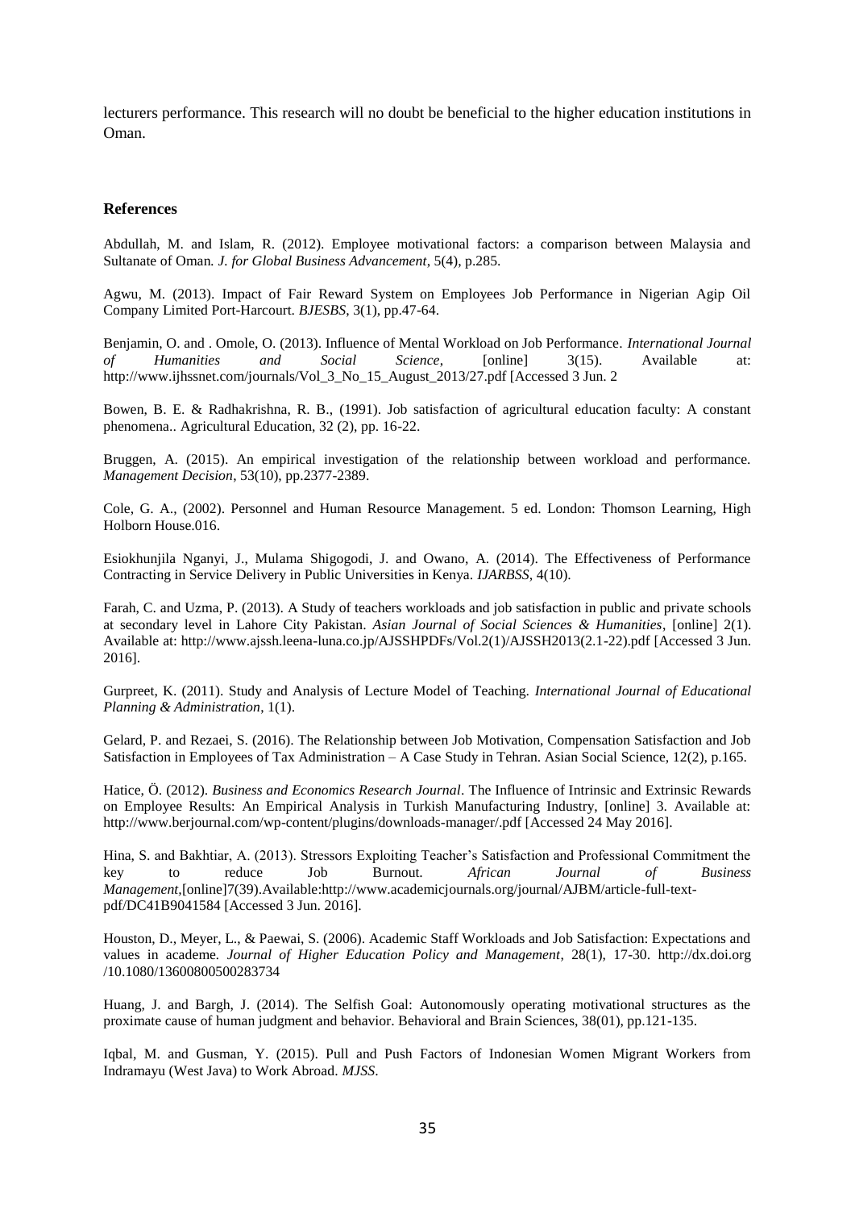lecturers performance. This research will no doubt be beneficial to the higher education institutions in Oman.

## References

Abdullah, M. and Islam, R. (2012). Employee motivational factors: a comparison between Malaysia and Sultanate of Oman. *J. for Global Business Advancement*, 5(4), p.285.

Agwu, M. (2013). Impact of Fair Reward System on Employees Job Performance in Nigerian Agip Oil Company Limited Port-Harcourt. *BJESBS*, 3(1), pp.47-64.

Benjamin, O. and . Omole, O. (2013). Influence of Mental Workload on Job Performance. *International Journal of Humanities and Social Science*, [online] 3(15). Available at: http://www.ijhssnet.com/journals/Vol_3_No_15_August_2013/27.pdf [Accessed 3 Jun. 2

Bowen, B. E. & Radhakrishna, R. B., (1991). Job satisfaction of agricultural education faculty: A constant phenomena.. Agricultural Education, 32 (2), pp. 16-22.

Bruggen, A. (2015). An empirical investigation of the relationship between workload and performance. *Management Decision*, 53(10), pp.2377-2389.

Cole, G. A., (2002). Personnel and Human Resource Management. 5 ed. London: Thomson Learning, High Holborn House.016.

Esiokhunjila Nganyi, J., Mulama Shigogodi, J. and Owano, A. (2014). The Effectiveness of Performance Contracting in Service Delivery in Public Universities in Kenya. *IJARBSS*, 4(10).

Farah, C. and Uzma, P. (2013). A Study of teachers workloads and job satisfaction in public and private schools at secondary level in Lahore City Pakistan. *Asian Journal of Social Sciences & Humanities*, [online] 2(1). Available at: http://www.ajssh.leena-luna.co.jp/AJSSHPDFs/Vol.2(1)/AJSSH2013(2.1-22).pdf [Accessed 3 Jun. 2016].

Gurpreet, K. (2011). Study and Analysis of Lecture Model of Teaching. *International Journal of Educational Planning & Administration*, 1(1).

Gelard, P. and Rezaei, S. (2016). The Relationship between Job Motivation, Compensation Satisfaction and Job Satisfaction in Employees of Tax Administration – A Case Study in Tehran. Asian Social Science, 12(2), p.165.

Hatice, Ö. (2012). *Business and Economics Research Journal*. The Influence of Intrinsic and Extrinsic Rewards on Employee Results: An Empirical Analysis in Turkish Manufacturing Industry, [online] 3. Available at: http://www.berjournal.com/wp-content/plugins/downloads-manager/.pdf [Accessed 24 May 2016].

Hina, S. and Bakhtiar, A. (2013). Stressors Exploiting Teacher's Satisfaction and Professional Commitment the key to reduce Job Burnout. *African Journal of Business Management*,[online]7(39).Available:http://www.academicjournals.org/journal/AJBM/article-full-text-pdf/DC41B9041584 [Accessed 3 Jun. 2016].

Houston, D., Meyer, L., & Paewai, S. (2006). Academic Staff Workloads and Job Satisfaction: Expectations and values in academe. *Journal of Higher Education Policy and Management*, 28(1), 17-30. http://dx.doi.org /10.1080/13600800500283734

Huang, J. and Bargh, J. (2014). The Selfish Goal: Autonomously operating motivational structures as the proximate cause of human judgment and behavior. Behavioral and Brain Sciences, 38(01), pp.121-135.

Iqbal, M. and Gusman, Y. (2015). Pull and Push Factors of Indonesian Women Migrant Workers from Indramayu (West Java) to Work Abroad. *MJSS*.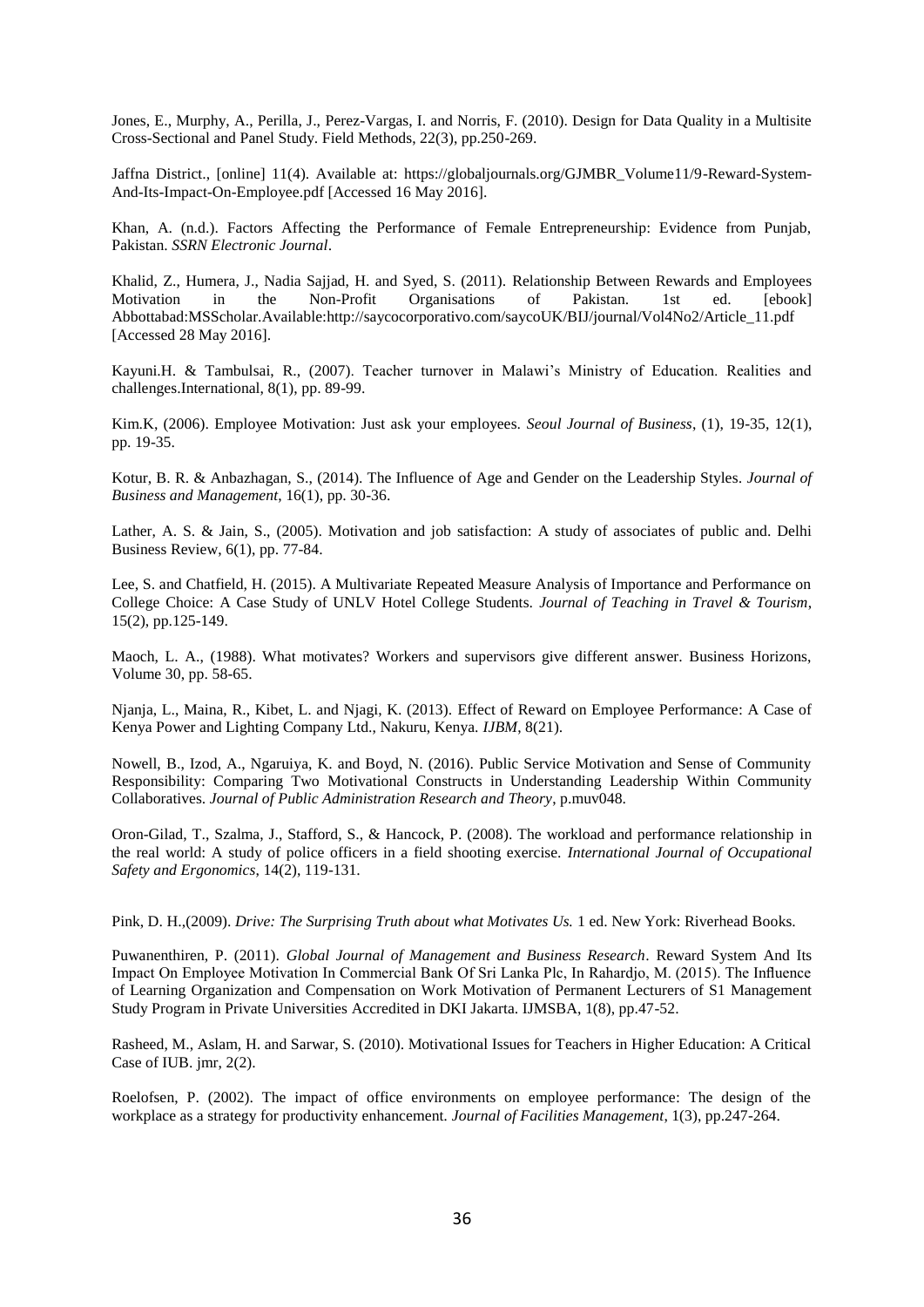Jones, E., Murphy, A., Perilla, J., Perez-Vargas, I. and Norris, F. (2010). Design for Data Quality in a Multisite Cross-Sectional and Panel Study. Field Methods, 22(3), pp.250-269.

Jaffna District., [online] 11(4). Available at: https://globaljournals.org/GJMBR_Volume11/9-Reward-System-And-Its-Impact-On-Employee.pdf [Accessed 16 May 2016].

Khan, A. (n.d.). Factors Affecting the Performance of Female Entrepreneurship: Evidence from Punjab, Pakistan. *SSRN Electronic Journal*.

Khalid, Z., Humera, J., Nadia Sajjad, H. and Syed, S. (2011). Relationship Between Rewards and Employees Motivation in the Non-Profit Organisations of Pakistan. 1st ed. [ebook] Abbottabad:MSScholar.Available:http://saycocorporativo.com/saycoUK/BIJ/journal/Vol4No2/Article_11.pdf [Accessed 28 May 2016].

Kayuni.H. & Tambulsai, R., (2007). Teacher turnover in Malawi's Ministry of Education. Realities and challenges.International, 8(1), pp. 89-99.

Kim.K, (2006). Employee Motivation: Just ask your employees. *Seoul Journal of Business*, (1), 19-35, 12(1), pp. 19-35.

Kotur, B. R. & Anbazhagan, S., (2014). The Influence of Age and Gender on the Leadership Styles. *Journal of Business and Management*, 16(1), pp. 30-36.

Lather, A. S. & Jain, S., (2005). Motivation and job satisfaction: A study of associates of public and. Delhi Business Review, 6(1), pp. 77-84.

Lee, S. and Chatfield, H. (2015). A Multivariate Repeated Measure Analysis of Importance and Performance on College Choice: A Case Study of UNLV Hotel College Students. *Journal of Teaching in Travel & Tourism*, 15(2), pp.125-149.

Maoch, L. A., (1988). What motivates? Workers and supervisors give different answer. Business Horizons, Volume 30, pp. 58-65.

Njanja, L., Maina, R., Kibet, L. and Njagi, K. (2013). Effect of Reward on Employee Performance: A Case of Kenya Power and Lighting Company Ltd., Nakuru, Kenya. *IJBM*, 8(21).

Nowell, B., Izod, A., Ngaruiya, K. and Boyd, N. (2016). Public Service Motivation and Sense of Community Responsibility: Comparing Two Motivational Constructs in Understanding Leadership Within Community Collaboratives. *Journal of Public Administration Research and Theory*, p.muv048.

Oron-Gilad, T., Szalma, J., Stafford, S., & Hancock, P. (2008). The workload and performance relationship in the real world: A study of police officers in a field shooting exercise. *International Journal of Occupational Safety and Ergonomics*, 14(2), 119-131.

Pink, D. H.,(2009). *Drive: The Surprising Truth about what Motivates Us.* 1 ed. New York: Riverhead Books.

Puwanenthiren, P. (2011). *Global Journal of Management and Business Research*. Reward System And Its Impact On Employee Motivation In Commercial Bank Of Sri Lanka Plc, In Rahardjo, M. (2015). The Influence of Learning Organization and Compensation on Work Motivation of Permanent Lecturers of S1 Management Study Program in Private Universities Accredited in DKI Jakarta. IJMSBA, 1(8), pp.47-52.

Rasheed, M., Aslam, H. and Sarwar, S. (2010). Motivational Issues for Teachers in Higher Education: A Critical Case of IUB. jmr, 2(2).

Roelofsen, P. (2002). The impact of office environments on employee performance: The design of the workplace as a strategy for productivity enhancement. *Journal of Facilities Management*, 1(3), pp.247-264.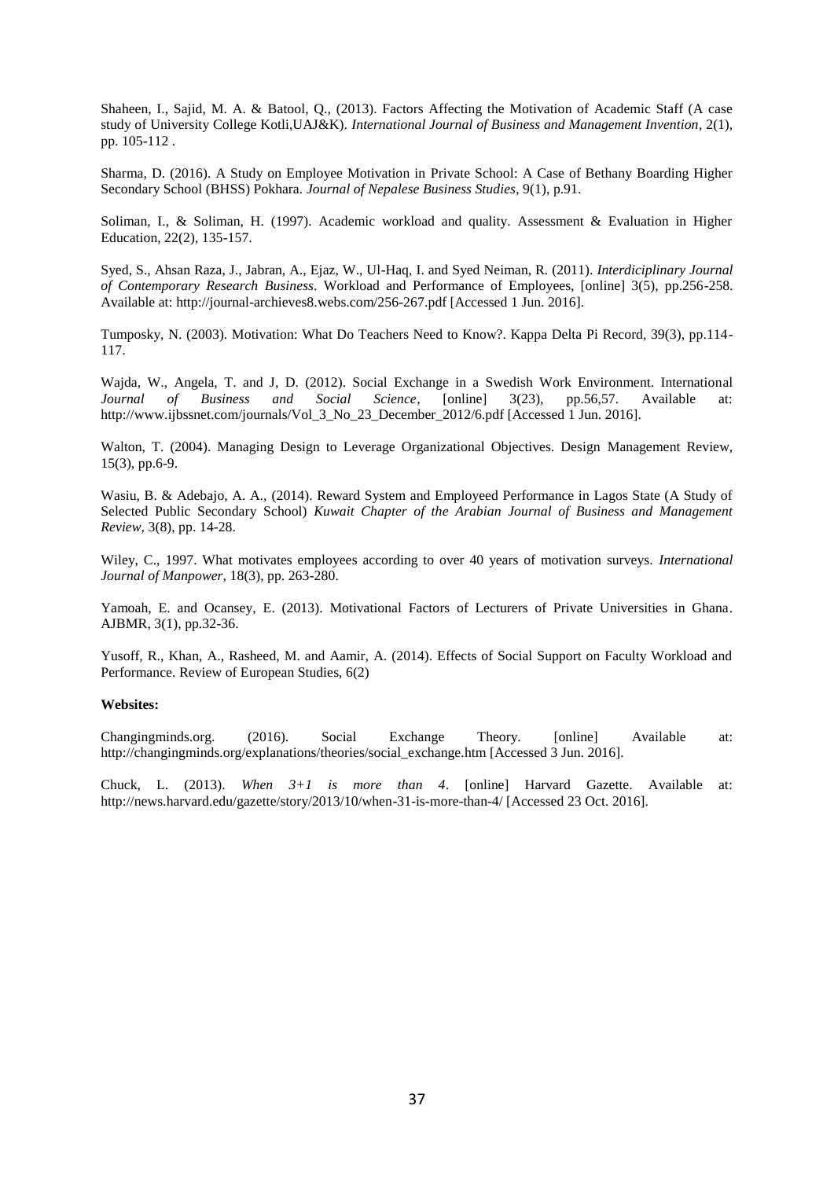Shaheen, I., Sajid, M. A. & Batool, Q., (2013). Factors Affecting the Motivation of Academic Staff (A case study of University College Kotli,UAJ&K). *International Journal of Business and Management Invention*, 2(1), pp. 105-112 .

Sharma, D. (2016). A Study on Employee Motivation in Private School: A Case of Bethany Boarding Higher Secondary School (BHSS) Pokhara. *Journal of Nepalese Business Studies*, 9(1), p.91.

Soliman, I., & Soliman, H. (1997). Academic workload and quality. Assessment & Evaluation in Higher Education, 22(2), 135-157.

Syed, S., Ahsan Raza, J., Jabran, A., Ejaz, W., Ul-Haq, I. and Syed Neiman, R. (2011). *Interdiciplinary Journal of Contemporary Research Business*. Workload and Performance of Employees, [online] 3(5), pp.256-258. Available at: http://journal-archieves8.webs.com/256-267.pdf [Accessed 1 Jun. 2016].

Tumposky, N. (2003). Motivation: What Do Teachers Need to Know?. Kappa Delta Pi Record, 39(3), pp.114-117.

Wajda, W., Angela, T. and J, D. (2012). Social Exchange in a Swedish Work Environment. International *Journal of Business and Social Science*, [online] 3(23), pp.56,57. Available at: http://www.ijbssnet.com/journals/Vol_3_No_23_December_2012/6.pdf [Accessed 1 Jun. 2016].

Walton, T. (2004). Managing Design to Leverage Organizational Objectives. Design Management Review, 15(3), pp.6-9.

Wasiu, B. & Adebajo, A. A., (2014). Reward System and Employeed Performance in Lagos State (A Study of Selected Public Secondary School) *Kuwait Chapter of the Arabian Journal of Business and Management Review,* 3(8), pp. 14-28.

Wiley, C., 1997. What motivates employees according to over 40 years of motivation surveys. *International Journal of Manpower*, 18(3), pp. 263-280.

Yamoah, E. and Ocansey, E. (2013). Motivational Factors of Lecturers of Private Universities in Ghana. AJBMR, 3(1), pp.32-36.

Yusoff, R., Khan, A., Rasheed, M. and Aamir, A. (2014). Effects of Social Support on Faculty Workload and Performance. Review of European Studies, 6(2)

**Websites:**

Changingminds.org. (2016). Social Exchange Theory. [online] Available at: http://changingminds.org/explanations/theories/social_exchange.htm [Accessed 3 Jun. 2016].

Chuck, L. (2013). *When 3+1 is more than 4*. [online] Harvard Gazette. Available at: http://news.harvard.edu/gazette/story/2013/10/when-31-is-more-than-4/ [Accessed 23 Oct. 2016].